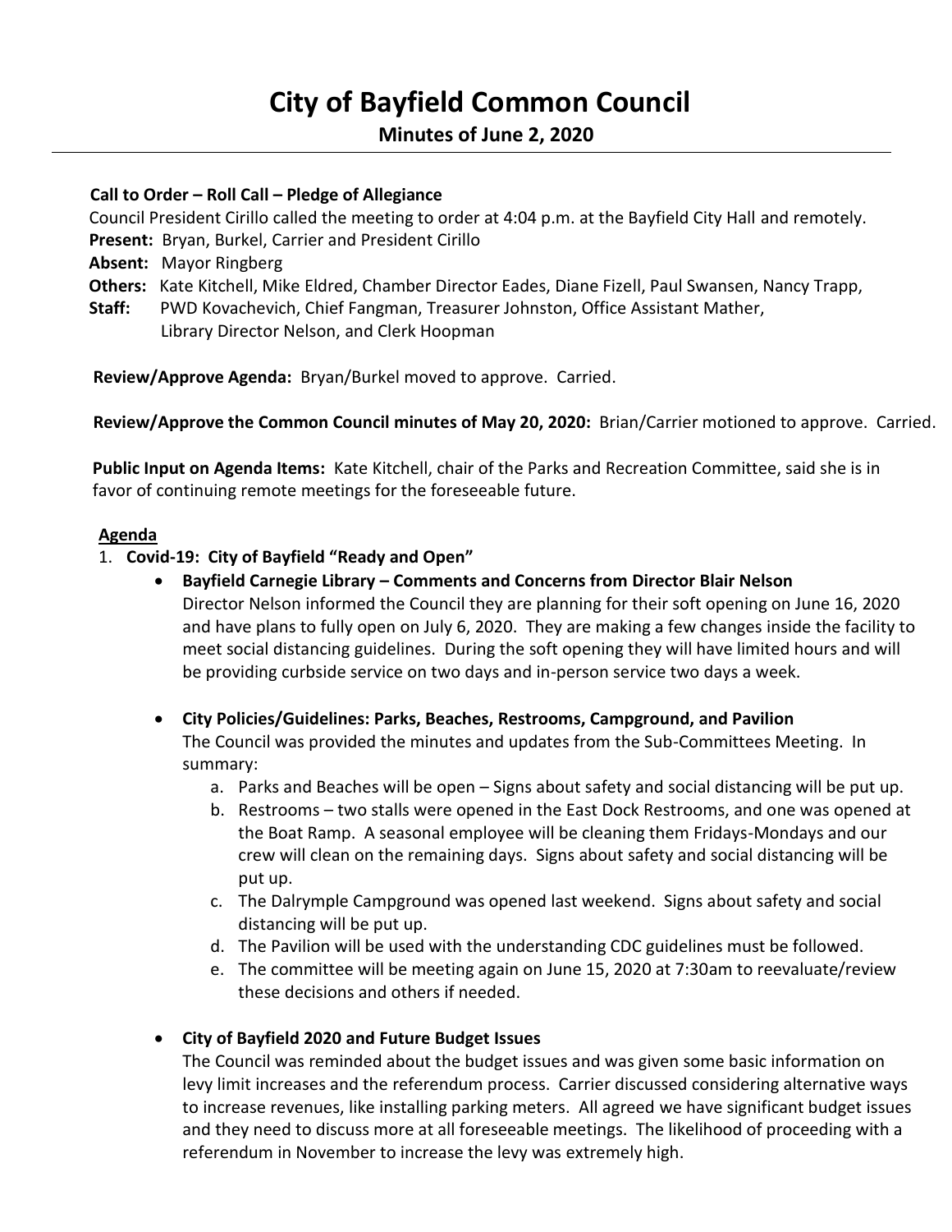# City of Bayfield Common Council

## Minutes of June 2, 2020

**Call to Order – Roll Call – Pledge of Allegiance**

Council President Cirillo called the meeting to order at 4:04 p.m. at the Bayfield City Hall and remotely.

**Present:** Bryan, Burkel, Carrier and President Cirillo

**Absent:** Mayor Ringberg

**Others:** Kate Kitchell, Mike Eldred, Chamber Director Eades, Diane Fizell, Paul Swansen, Nancy Trapp,

**Staff:** PWD Kovachevich, Chief Fangman, Treasurer Johnston, Office Assistant Mather, Library Director Nelson, and Clerk Hoopman

**Review/Approve Agenda:** Bryan/Burkel moved to approve. Carried.

**Review/Approve the Common Council minutes of May 20, 2020:** Brian/Carrier motioned to approve. Carried.

**Public Input on Agenda Items:** Kate Kitchell, chair of the Parks and Recreation Committee, said she is in favor of continuing remote meetings for the foreseeable future.

**Agenda**

1. **Covid-19: City of Bayfield "Ready and Open"**
   - **Bayfield Carnegie Library – Comments and Concerns from Director Blair Nelson**
     Director Nelson informed the Council they are planning for their soft opening on June 16, 2020 and have plans to fully open on July 6, 2020. They are making a few changes inside the facility to meet social distancing guidelines. During the soft opening they will have limited hours and will be providing curbside service on two days and in-person service two days a week.

   - **City Policies/Guidelines: Parks, Beaches, Restrooms, Campground, and Pavilion**
     The Council was provided the minutes and updates from the Sub-Committees Meeting. In summary:
     a. Parks and Beaches will be open – Signs about safety and social distancing will be put up.
     b. Restrooms – two stalls were opened in the East Dock Restrooms, and one was opened at the Boat Ramp. A seasonal employee will be cleaning them Fridays-Mondays and our crew will clean on the remaining days. Signs about safety and social distancing will be put up.
     c. The Dalrymple Campground was opened last weekend. Signs about safety and social distancing will be put up.
     d. The Pavilion will be used with the understanding CDC guidelines must be followed.
     e. The committee will be meeting again on June 15, 2020 at 7:30am to reevaluate/review these decisions and others if needed.

   - **City of Bayfield 2020 and Future Budget Issues**
     The Council was reminded about the budget issues and was given some basic information on levy limit increases and the referendum process. Carrier discussed considering alternative ways to increase revenues, like installing parking meters. All agreed we have significant budget issues and they need to discuss more at all foreseeable meetings. The likelihood of proceeding with a referendum in November to increase the levy was extremely high.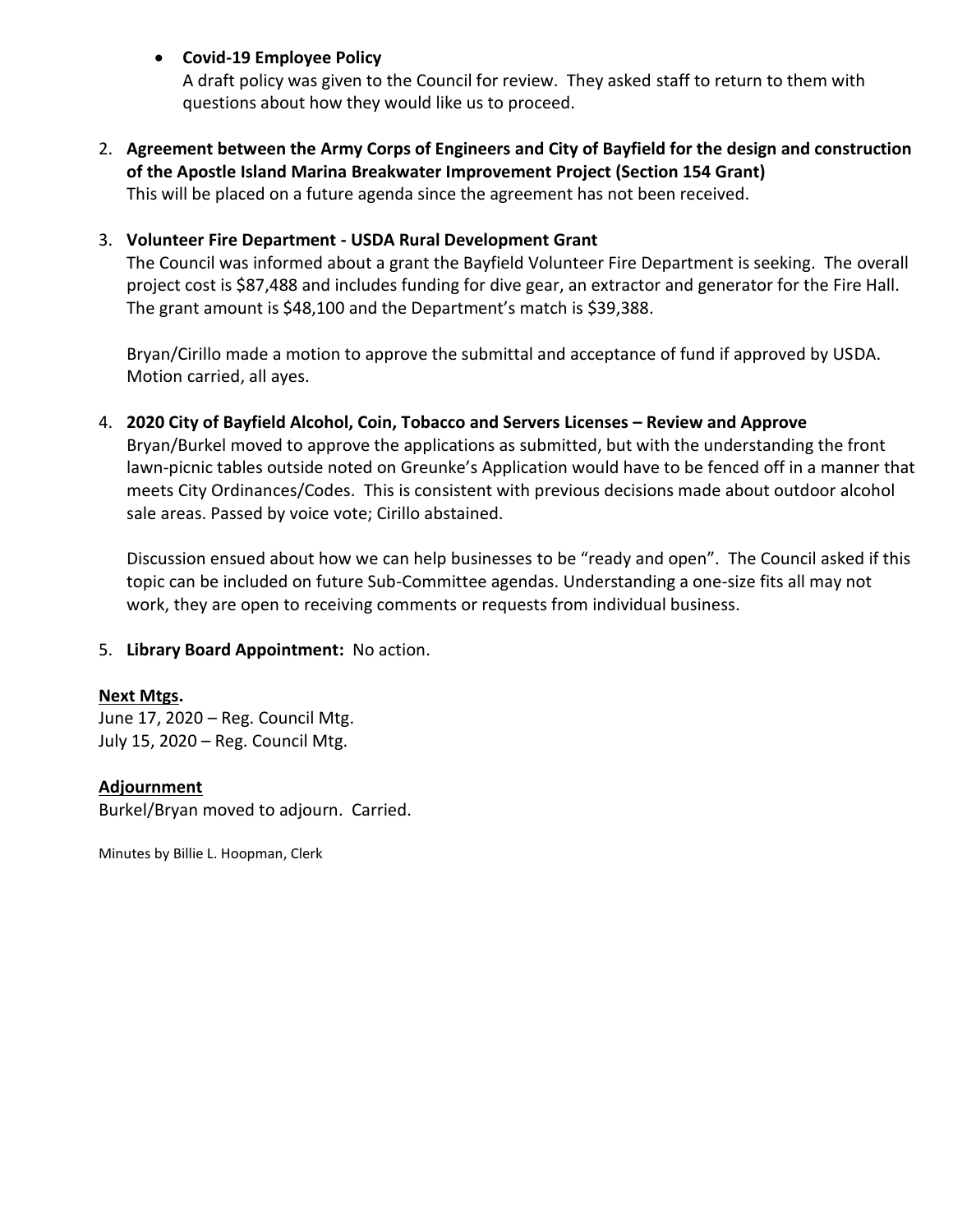- **Covid-19 Employee Policy**
  A draft policy was given to the Council for review. They asked staff to return to them with questions about how they would like us to proceed.

2. **Agreement between the Army Corps of Engineers and City of Bayfield for the design and construction of the Apostle Island Marina Breakwater Improvement Project (Section 154 Grant)**
   This will be placed on a future agenda since the agreement has not been received.

3. **Volunteer Fire Department - USDA Rural Development Grant**
   The Council was informed about a grant the Bayfield Volunteer Fire Department is seeking. The overall project cost is $87,488 and includes funding for dive gear, an extractor and generator for the Fire Hall. The grant amount is $48,100 and the Department's match is $39,388.

   Bryan/Cirillo made a motion to approve the submittal and acceptance of fund if approved by USDA. Motion carried, all ayes.

4. **2020 City of Bayfield Alcohol, Coin, Tobacco and Servers Licenses – Review and Approve**
   Bryan/Burkel moved to approve the applications as submitted, but with the understanding the front lawn-picnic tables outside noted on Greunke's Application would have to be fenced off in a manner that meets City Ordinances/Codes. This is consistent with previous decisions made about outdoor alcohol sale areas. Passed by voice vote; Cirillo abstained.

   Discussion ensued about how we can help businesses to be "ready and open". The Council asked if this topic can be included on future Sub-Committee agendas. Understanding a one-size fits all may not work, they are open to receiving comments or requests from individual business.

5. **Library Board Appointment:** No action.

**Next Mtgs.**
June 17, 2020 – Reg. Council Mtg.
July 15, 2020 – Reg. Council Mtg.

**Adjournment**
Burkel/Bryan moved to adjourn. Carried.

Minutes by Billie L. Hoopman, Clerk